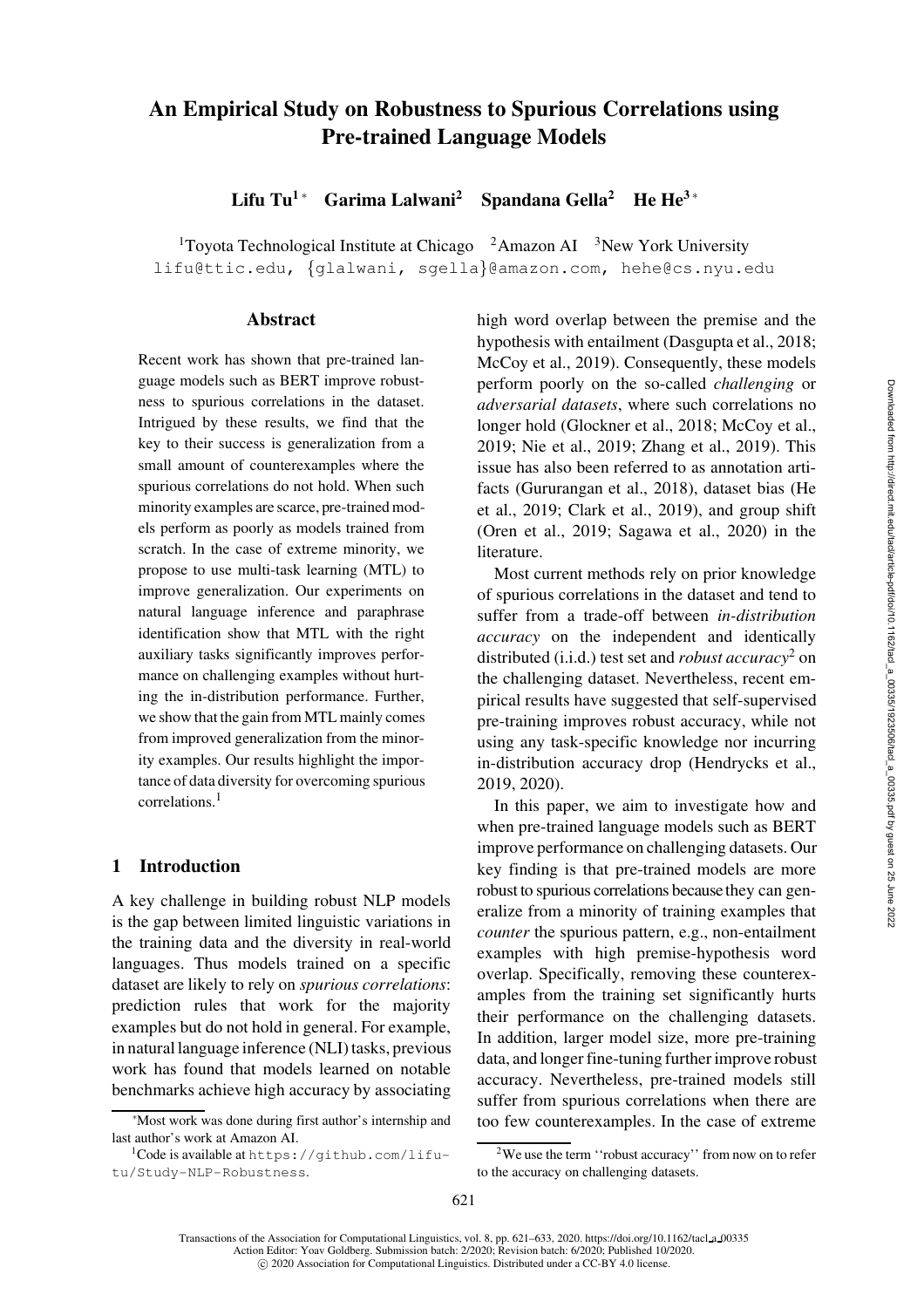# An Empirical Study on Robustness to Spurious Correlations using Pre-trained Language Models

**Lifu Tu[1]* Garima Lalwani[2] Spandana Gella[2] He He[3]***

[1]Toyota Technological Institute at Chicago [2]Amazon AI [3]New York University

lifu@ttic.edu, {glalwani, sgella}@amazon.com, hehe@cs.nyu.edu

## Abstract

Recent work has shown that pre-trained language models such as BERT improve robustness to spurious correlations in the dataset. Intrigued by these results, we find that the key to their success is generalization from a small amount of counterexamples where the spurious correlations do not hold. When such minority examples are scarce, pre-trained models perform as poorly as models trained from scratch. In the case of extreme minority, we propose to use multi-task learning (MTL) to improve generalization. Our experiments on natural language inference and paraphrase identification show that MTL with the right auxiliary tasks significantly improves performance on challenging examples without hurting the in-distribution performance. Further, we show that the gain from MTL mainly comes from improved generalization from the minority examples. Our results highlight the importance of data diversity for overcoming spurious correlations.[1]

## 1 Introduction

A key challenge in building robust NLP models is the gap between limited linguistic variations in the training data and the diversity in real-world languages. Thus models trained on a specific dataset are likely to rely on *spurious correlations*: prediction rules that work for the majority examples but do not hold in general. For example, in natural language inference (NLI) tasks, previous work has found that models learned on notable benchmarks achieve high accuracy by associating high word overlap between the premise and the hypothesis with entailment (Dasgupta et al., 2018; McCoy et al., 2019). Consequently, these models perform poorly on the so-called *challenging* or *adversarial datasets*, where such correlations no longer hold (Glockner et al., 2018; McCoy et al., 2019; Nie et al., 2019; Zhang et al., 2019). This issue has also been referred to as annotation artifacts (Gururangan et al., 2018), dataset bias (He et al., 2019; Clark et al., 2019), and group shift (Oren et al., 2019; Sagawa et al., 2020) in the literature.

Most current methods rely on prior knowledge of spurious correlations in the dataset and tend to suffer from a trade-off between *in-distribution accuracy* on the independent and identically distributed (i.i.d.) test set and *robust accuracy*[2] on the challenging dataset. Nevertheless, recent empirical results have suggested that self-supervised pre-training improves robust accuracy, while not using any task-specific knowledge nor incurring in-distribution accuracy drop (Hendrycks et al., 2019, 2020).

In this paper, we aim to investigate how and when pre-trained language models such as BERT improve performance on challenging datasets. Our key finding is that pre-trained models are more robust to spurious correlations because they can generalize from a minority of training examples that *counter* the spurious pattern, e.g., non-entailment examples with high premise-hypothesis word overlap. Specifically, removing these counterexamples from the training set significantly hurts their performance on the challenging datasets. In addition, larger model size, more pre-training data, and longer fine-tuning further improve robust accuracy. Nevertheless, pre-trained models still suffer from spurious correlations when there are too few counterexamples. In the case of extreme

*Most work was done during first author's internship and last author's work at Amazon AI.

[1]Code is available at https://github.com/lifu-tu/Study-NLP-Robustness.

[2]We use the term ''robust accuracy'' from now on to refer to the accuracy on challenging datasets.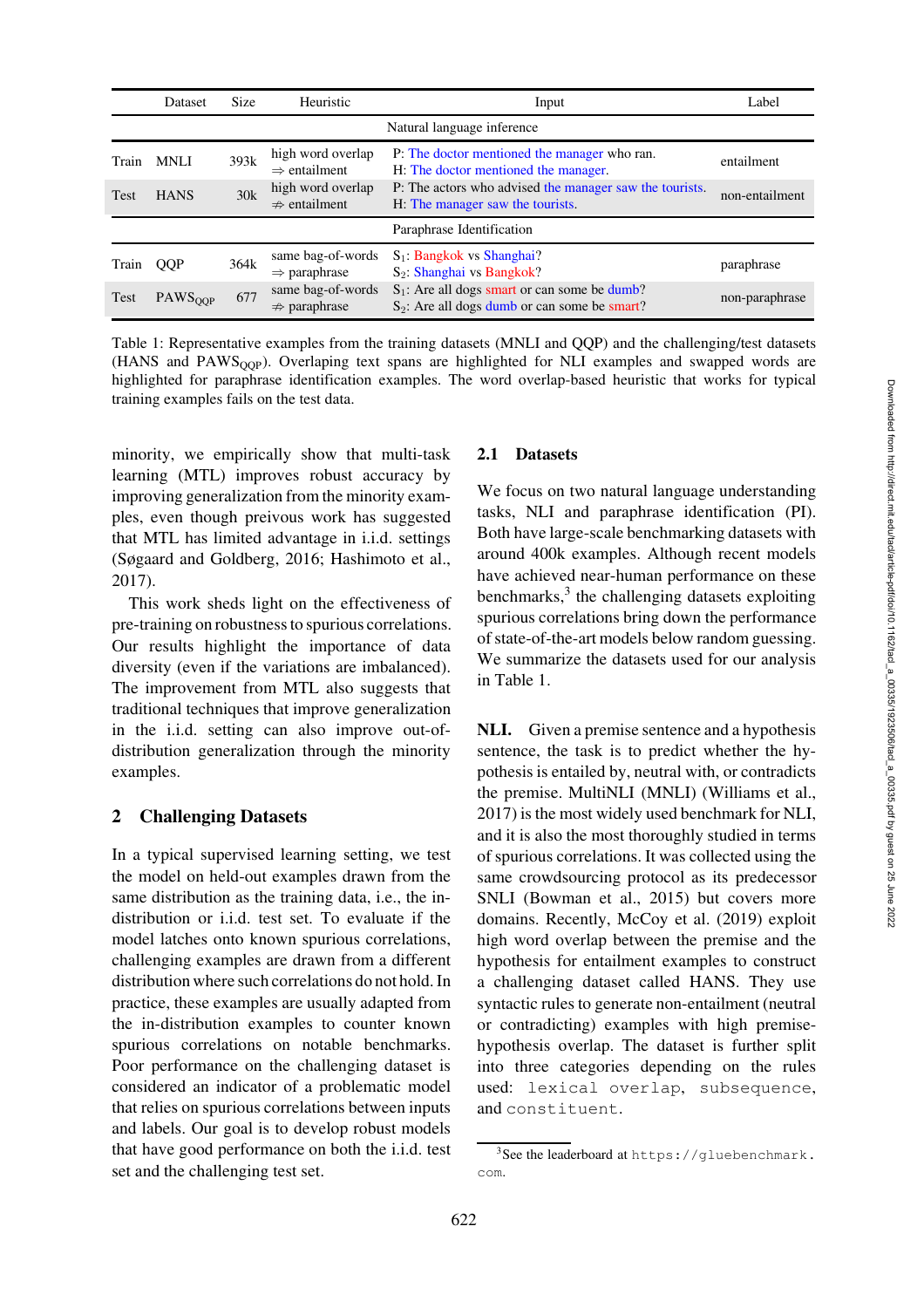| | Dataset | Size | Heuristic | Input | Label |
|---|---|---|---|---|---|
| | | | Natural language inference | | |
| Train | MNLI | 393k | high word overlap ⇒ entailment | P: The doctor mentioned the manager who ran.<br>H: The doctor mentioned the manager. | entailment |
| Test | HANS | 30k | high word overlap ⇏ entailment | P: The actors who advised the manager saw the tourists.<br>H: The manager saw the tourists. | non-entailment |
| | | | Paraphrase Identification | | |
| Train | QQP | 364k | same bag-of-words ⇒ paraphrase | $S_1$: Bangkok vs Shanghai?<br>$S_2$: Shanghai vs Bangkok? | paraphrase |
| Test | $PAWS_{QQP}$ | 677 | same bag-of-words ⇏ paraphrase | $S_1$: Are all dogs smart or can some be dumb?<br>$S_2$: Are all dogs dumb or can some be smart? | non-paraphrase |

Table 1: Representative examples from the training datasets (MNLI and QQP) and the challenging/test datasets (HANS and $PAWS_{QQP}$). Overlaping text spans are highlighted for NLI examples and swapped words are highlighted for paraphrase identification examples. The word overlap-based heuristic that works for typical training examples fails on the test data.

minority, we empirically show that multi-task learning (MTL) improves robust accuracy by improving generalization from the minority examples, even though preivous work has suggested that MTL has limited advantage in i.i.d. settings (Søgaard and Goldberg, 2016; Hashimoto et al., 2017).

This work sheds light on the effectiveness of pre-training on robustness to spurious correlations. Our results highlight the importance of data diversity (even if the variations are imbalanced). The improvement from MTL also suggests that traditional techniques that improve generalization in the i.i.d. setting can also improve out-of-distribution generalization through the minority examples.

## 2 Challenging Datasets

In a typical supervised learning setting, we test the model on held-out examples drawn from the same distribution as the training data, i.e., the in-distribution or i.i.d. test set. To evaluate if the model latches onto known spurious correlations, challenging examples are drawn from a different distribution where such correlations do not hold. In practice, these examples are usually adapted from the in-distribution examples to counter known spurious correlations on notable benchmarks. Poor performance on the challenging dataset is considered an indicator of a problematic model that relies on spurious correlations between inputs and labels. Our goal is to develop robust models that have good performance on both the i.i.d. test set and the challenging test set.

### 2.1 Datasets

We focus on two natural language understanding tasks, NLI and paraphrase identification (PI). Both have large-scale benchmarking datasets with around 400k examples. Although recent models have achieved near-human performance on these benchmarks,[3] the challenging datasets exploiting spurious correlations bring down the performance of state-of-the-art models below random guessing. We summarize the datasets used for our analysis in Table 1.

**NLI.** Given a premise sentence and a hypothesis sentence, the task is to predict whether the hypothesis is entailed by, neutral with, or contradicts the premise. MultiNLI (MNLI) (Williams et al., 2017) is the most widely used benchmark for NLI, and it is also the most thoroughly studied in terms of spurious correlations. It was collected using the same crowdsourcing protocol as its predecessor SNLI (Bowman et al., 2015) but covers more domains. Recently, McCoy et al. (2019) exploit high word overlap between the premise and the hypothesis for entailment examples to construct a challenging dataset called HANS. They use syntactic rules to generate non-entailment (neutral or contradicting) examples with high premise-hypothesis overlap. The dataset is further split into three categories depending on the rules used: `lexical overlap`, `subsequence`, and `constituent`.

[3] See the leaderboard at `https://gluebenchmark.com`.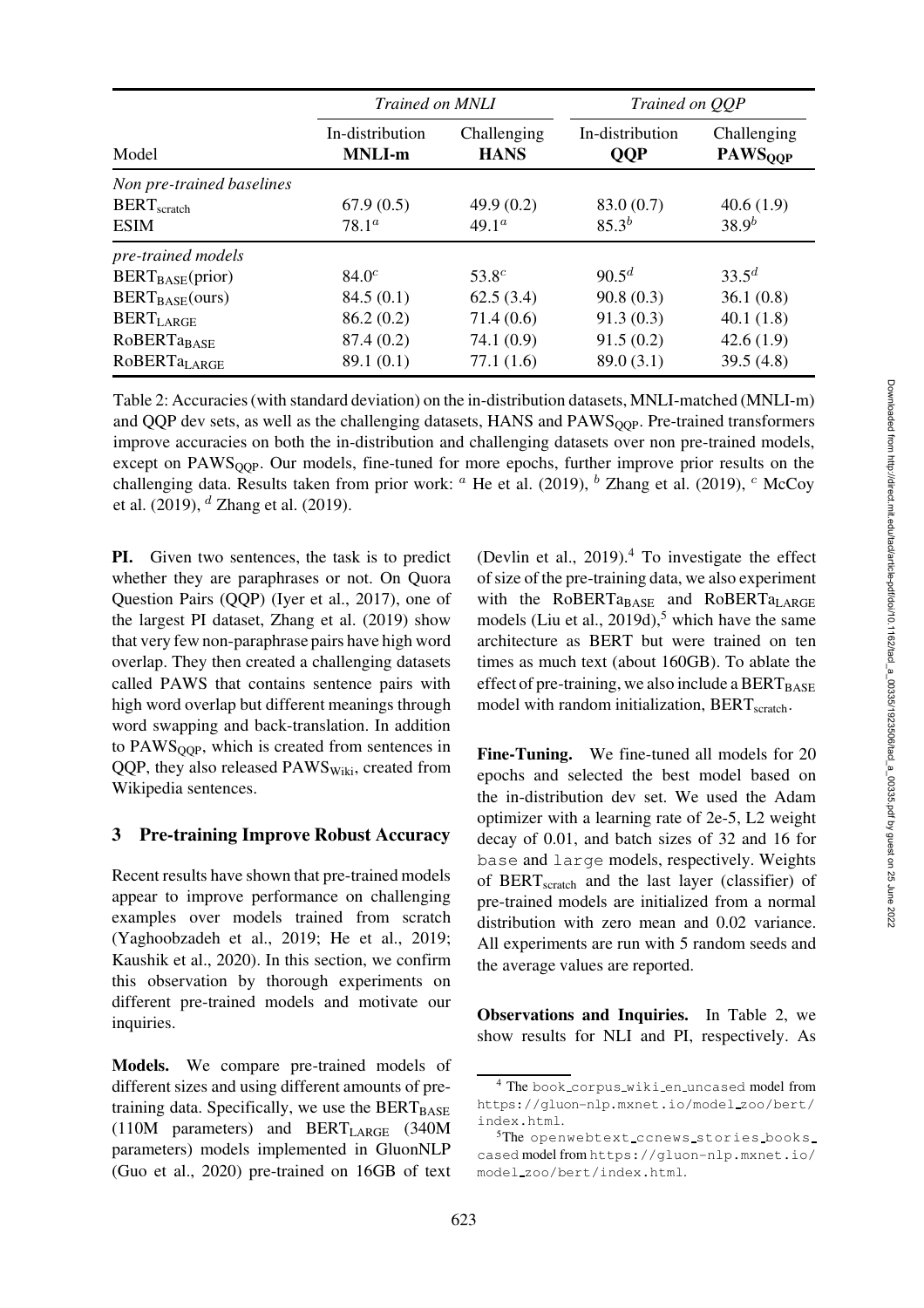| Model | *Trained on MNLI* | | *Trained on QQP* | |
|---|---|---|---|---|
| | In-distribution **MNLI-m** | Challenging **HANS** | In-distribution **QQP** | Challenging $\textbf{PAWS}_{\textbf{QQP}}$ |
| *Non pre-trained baselines* | | | | |
| $\text{BERT}_{\text{scratch}}$ | 67.9 (0.5) | 49.9 (0.2) | 83.0 (0.7) | 40.6 (1.9) |
| ESIM | 78.1[a] | 49.1[a] | 85.3[b] | 38.9[b] |
| *pre-trained models* | | | | |
| $\text{BERT}_{\text{BASE}}$(prior) | 84.0[c] | 53.8[c] | 90.5[d] | 33.5[d] |
| $\text{BERT}_{\text{BASE}}$(ours) | 84.5 (0.1) | 62.5 (3.4) | 90.8 (0.3) | 36.1 (0.8) |
| $\text{BERT}_{\text{LARGE}}$ | 86.2 (0.2) | 71.4 (0.6) | 91.3 (0.3) | 40.1 (1.8) |
| $\text{RoBERTa}_{\text{BASE}}$ | 87.4 (0.2) | 74.1 (0.9) | 91.5 (0.2) | 42.6 (1.9) |
| $\text{RoBERTa}_{\text{LARGE}}$ | 89.1 (0.1) | 77.1 (1.6) | 89.0 (3.1) | 39.5 (4.8) |

Table 2: Accuracies (with standard deviation) on the in-distribution datasets, MNLI-matched (MNLI-m) and QQP dev sets, as well as the challenging datasets, HANS and $\text{PAWS}_{\text{QQP}}$. Pre-trained transformers improve accuracies on both the in-distribution and challenging datasets over non pre-trained models, except on $\text{PAWS}_{\text{QQP}}$. Our models, fine-tuned for more epochs, further improve prior results on the challenging data. Results taken from prior work: [a] He et al. (2019), [b] Zhang et al. (2019), [c] McCoy et al. (2019), [d] Zhang et al. (2019).

**PI.** Given two sentences, the task is to predict whether they are paraphrases or not. On Quora Question Pairs (QQP) (Iyer et al., 2017), one of the largest PI dataset, Zhang et al. (2019) show that very few non-paraphrase pairs have high word overlap. They then created a challenging datasets called PAWS that contains sentence pairs with high word overlap but different meanings through word swapping and back-translation. In addition to $\text{PAWS}_{\text{QQP}}$, which is created from sentences in QQP, they also released $\text{PAWS}_{\text{Wiki}}$, created from Wikipedia sentences.

## 3 Pre-training Improve Robust Accuracy

Recent results have shown that pre-trained models appear to improve performance on challenging examples over models trained from scratch (Yaghoobzadeh et al., 2019; He et al., 2019; Kaushik et al., 2020). In this section, we confirm this observation by thorough experiments on different pre-trained models and motivate our inquiries.

**Models.** We compare pre-trained models of different sizes and using different amounts of pre-training data. Specifically, we use the $\text{BERT}_{\text{BASE}}$ (110M parameters) and $\text{BERT}_{\text{LARGE}}$ (340M parameters) models implemented in GluonNLP (Guo et al., 2020) pre-trained on 16GB of text (Devlin et al., 2019).[4] To investigate the effect of size of the pre-training data, we also experiment with the $\text{RoBERTa}_{\text{BASE}}$ and $\text{RoBERTa}_{\text{LARGE}}$ models (Liu et al., 2019d),[5] which have the same architecture as BERT but were trained on ten times as much text (about 160GB). To ablate the effect of pre-training, we also include a $\text{BERT}_{\text{BASE}}$ model with random initialization, $\text{BERT}_{\text{scratch}}$.

**Fine-Tuning.** We fine-tuned all models for 20 epochs and selected the best model based on the in-distribution dev set. We used the Adam optimizer with a learning rate of 2e-5, L2 weight decay of 0.01, and batch sizes of 32 and 16 for `base` and `large` models, respectively. Weights of $\text{BERT}_{\text{scratch}}$ and the last layer (classifier) of pre-trained models are initialized from a normal distribution with zero mean and 0.02 variance. All experiments are run with 5 random seeds and the average values are reported.

**Observations and Inquiries.** In Table 2, we show results for NLI and PI, respectively. As

[4] The `book_corpus_wiki_en_uncased` model from `https://gluon-nlp.mxnet.io/model_zoo/bert/index.html`.

[5] The `openwebtext_ccnews_stories_books_cased` model from `https://gluon-nlp.mxnet.io/model_zoo/bert/index.html`.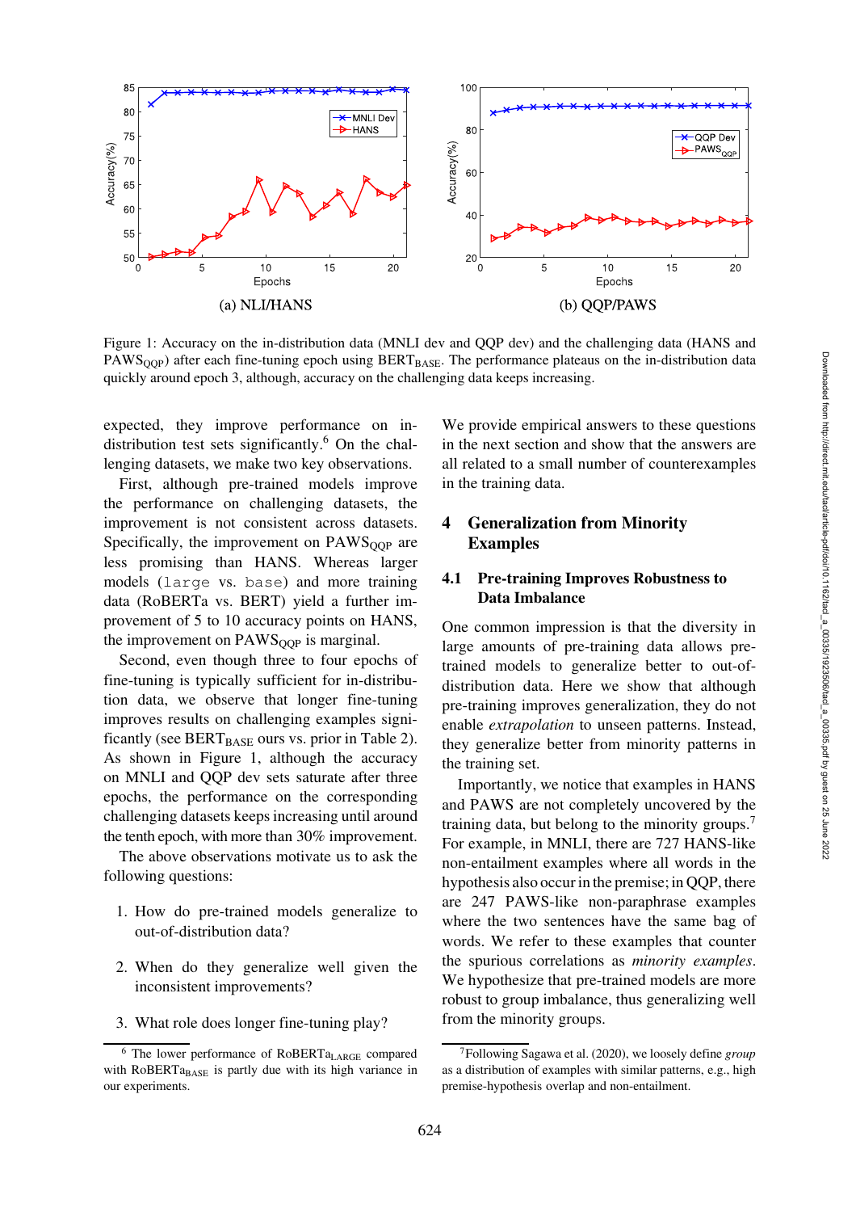Figure 1: Accuracy on the in-distribution data (MNLI dev and QQP dev) and the challenging data (HANS and PAWS$_{\text{QQP}}$) after each fine-tuning epoch using BERT$_{\text{BASE}}$. The performance plateaus on the in-distribution data quickly around epoch 3, although, accuracy on the challenging data keeps increasing.

expected, they improve performance on in-distribution test sets significantly.[6] On the challenging datasets, we make two key observations.

First, although pre-trained models improve the performance on challenging datasets, the improvement is not consistent across datasets. Specifically, the improvement on PAWS$_{\text{QQP}}$ are less promising than HANS. Whereas larger models (`large` vs. `base`) and more training data (RoBERTa vs. BERT) yield a further improvement of 5 to 10 accuracy points on HANS, the improvement on PAWS$_{\text{QQP}}$ is marginal.

Second, even though three to four epochs of fine-tuning is typically sufficient for in-distribution data, we observe that longer fine-tuning improves results on challenging examples significantly (see BERT$_{\text{BASE}}$ ours vs. prior in Table 2). As shown in Figure 1, although the accuracy on MNLI and QQP dev sets saturate after three epochs, the performance on the corresponding challenging datasets keeps increasing until around the tenth epoch, with more than 30% improvement.

The above observations motivate us to ask the following questions:

1. How do pre-trained models generalize to out-of-distribution data?
2. When do they generalize well given the inconsistent improvements?
3. What role does longer fine-tuning play?

We provide empirical answers to these questions in the next section and show that the answers are all related to a small number of counterexamples in the training data.

## 4 Generalization from Minority Examples

### 4.1 Pre-training Improves Robustness to Data Imbalance

One common impression is that the diversity in large amounts of pre-training data allows pre-trained models to generalize better to out-of-distribution data. Here we show that although pre-training improves generalization, they do not enable *extrapolation* to unseen patterns. Instead, they generalize better from minority patterns in the training set.

Importantly, we notice that examples in HANS and PAWS are not completely uncovered by the training data, but belong to the minority groups.[7] For example, in MNLI, there are 727 HANS-like non-entailment examples where all words in the hypothesis also occur in the premise; in QQP, there are 247 PAWS-like non-paraphrase examples where the two sentences have the same bag of words. We refer to these examples that counter the spurious correlations as *minority examples*. We hypothesize that pre-trained models are more robust to group imbalance, thus generalizing well from the minority groups.

[6] The lower performance of RoBERTa$_{\text{LARGE}}$ compared with RoBERTa$_{\text{BASE}}$ is partly due with its high variance in our experiments.

[7] Following Sagawa et al. (2020), we loosely define *group* as a distribution of examples with similar patterns, e.g., high premise-hypothesis overlap and non-entailment.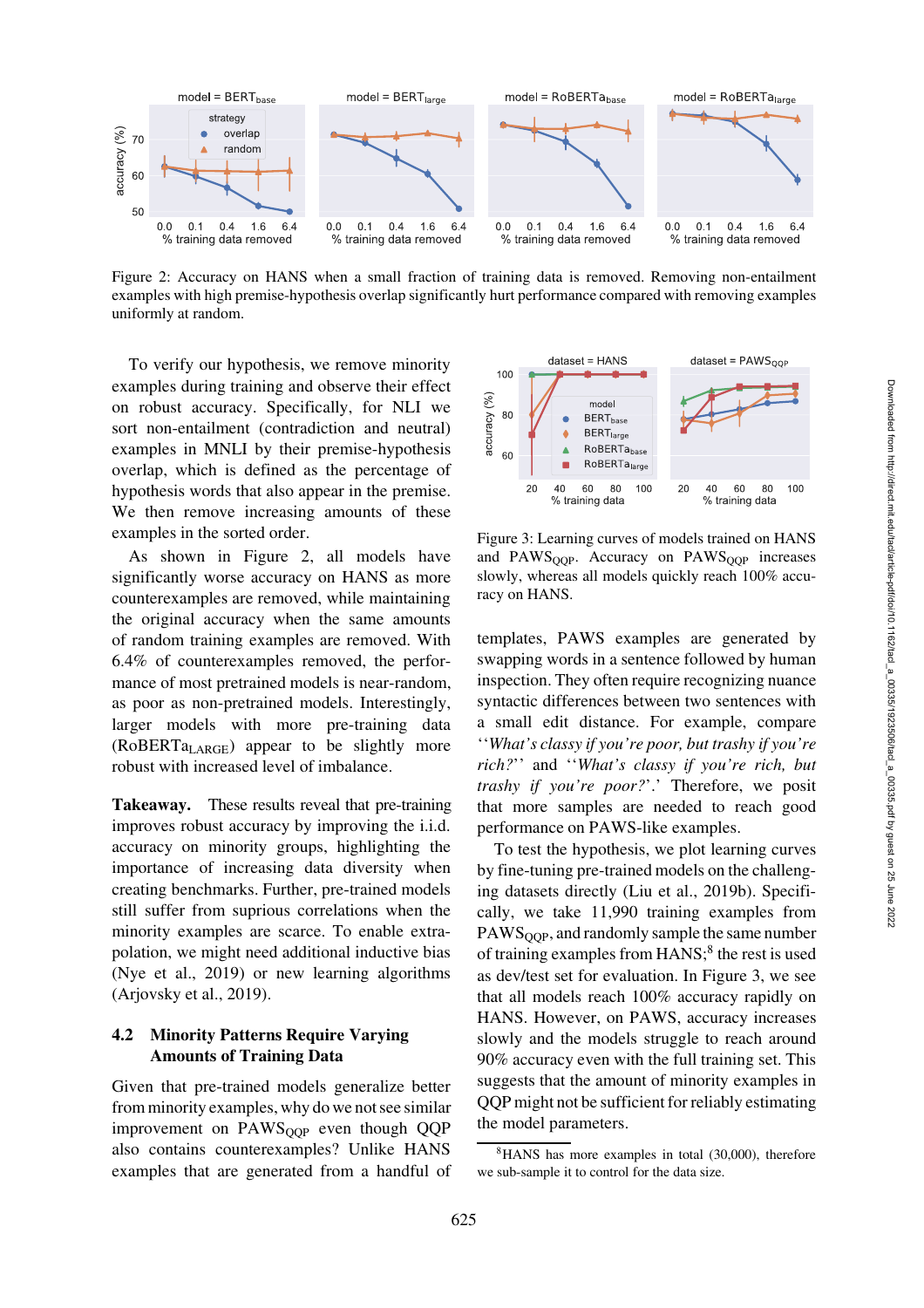Figure 2: Accuracy on HANS when a small fraction of training data is removed. Removing non-entailment examples with high premise-hypothesis overlap significantly hurt performance compared with removing examples uniformly at random.

To verify our hypothesis, we remove minority examples during training and observe their effect on robust accuracy. Specifically, for NLI we sort non-entailment (contradiction and neutral) examples in MNLI by their premise-hypothesis overlap, which is defined as the percentage of hypothesis words that also appear in the premise. We then remove increasing amounts of these examples in the sorted order.

As shown in Figure 2, all models have significantly worse accuracy on HANS as more counterexamples are removed, while maintaining the original accuracy when the same amounts of random training examples are removed. With 6.4% of counterexamples removed, the performance of most pretrained models is near-random, as poor as non-pretrained models. Interestingly, larger models with more pre-training data ($\text{RoBERTa}_{\text{LARGE}}$) appear to be slightly more robust with increased level of imbalance.

**Takeaway.** These results reveal that pre-training improves robust accuracy by improving the i.i.d. accuracy on minority groups, highlighting the importance of increasing data diversity when creating benchmarks. Further, pre-trained models still suffer from suprious correlations when the minority examples are scarce. To enable extrapolation, we might need additional inductive bias (Nye et al., 2019) or new learning algorithms (Arjovsky et al., 2019).

### 4.2 Minority Patterns Require Varying Amounts of Training Data

Given that pre-trained models generalize better from minority examples, why do we not see similar improvement on $\text{PAWS}_{\text{QQP}}$ even though QQP also contains counterexamples? Unlike HANS examples that are generated from a handful of templates, PAWS examples are generated by swapping words in a sentence followed by human inspection. They often require recognizing nuance syntactic differences between two sentences with a small edit distance. For example, compare *''What's classy if you're poor, but trashy if you're rich?''* and *''What's classy if you're rich, but trashy if you're poor?''*. Therefore, we posit that more samples are needed to reach good performance on PAWS-like examples.

Figure 3: Learning curves of models trained on HANS and $\text{PAWS}_{\text{QQP}}$. Accuracy on $\text{PAWS}_{\text{QQP}}$ increases slowly, whereas all models quickly reach 100% accuracy on HANS.

To test the hypothesis, we plot learning curves by fine-tuning pre-trained models on the challenging datasets directly (Liu et al., 2019b). Specifically, we take 11,990 training examples from $\text{PAWS}_{\text{QQP}}$, and randomly sample the same number of training examples from HANS;[8] the rest is used as dev/test set for evaluation. In Figure 3, we see that all models reach 100% accuracy rapidly on HANS. However, on PAWS, accuracy increases slowly and the models struggle to reach around 90% accuracy even with the full training set. This suggests that the amount of minority examples in QQP might not be sufficient for reliably estimating the model parameters.

[8]HANS has more examples in total (30,000), therefore we sub-sample it to control for the data size.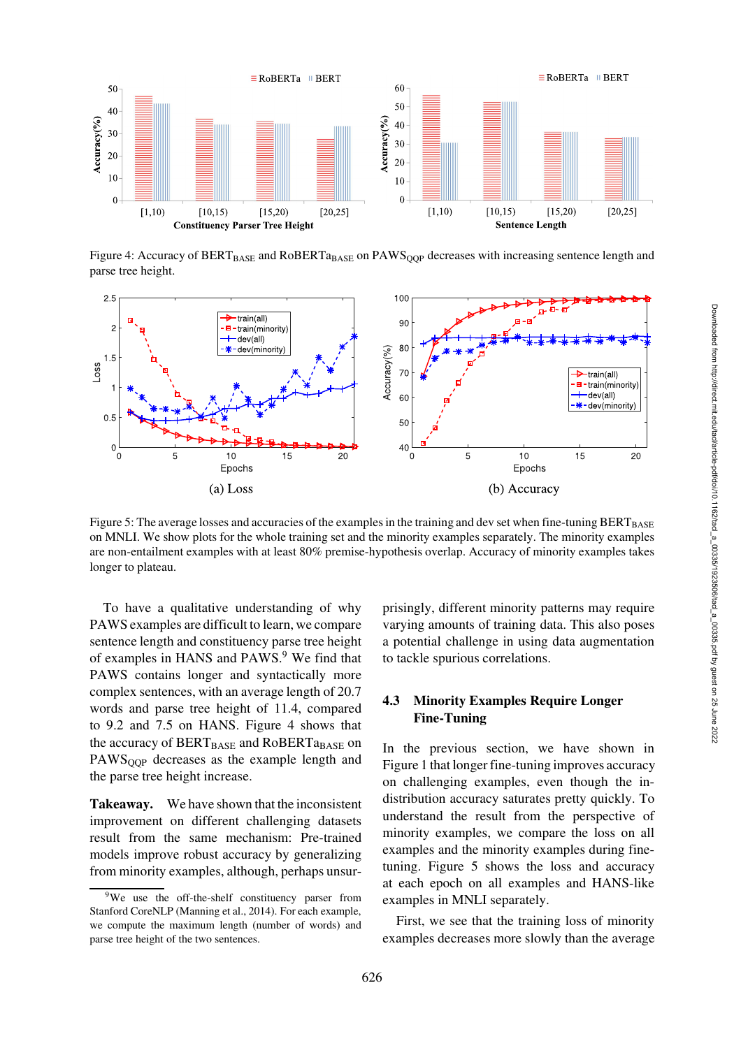Figure 4: Accuracy of $BERT_{BASE}$ and $RoBERTa_{BASE}$ on $PAWS_{QQP}$ decreases with increasing sentence length and parse tree height.

(a) Loss

(b) Accuracy

Figure 5: The average losses and accuracies of the examples in the training and dev set when fine-tuning $BERT_{BASE}$ on MNLI. We show plots for the whole training set and the minority examples separately. The minority examples are non-entailment examples with at least 80% premise-hypothesis overlap. Accuracy of minority examples takes longer to plateau.

To have a qualitative understanding of why PAWS examples are difficult to learn, we compare sentence length and constituency parse tree height of examples in HANS and PAWS.[9] We find that PAWS contains longer and syntactically more complex sentences, with an average length of 20.7 words and parse tree height of 11.4, compared to 9.2 and 7.5 on HANS. Figure 4 shows that the accuracy of $BERT_{BASE}$ and $RoBERTa_{BASE}$ on $PAWS_{QQP}$ decreases as the example length and the parse tree height increase.

**Takeaway.** We have shown that the inconsistent improvement on different challenging datasets result from the same mechanism: Pre-trained models improve robust accuracy by generalizing from minority examples, although, perhaps surprisingly, different minority patterns may require varying amounts of training data. This also poses a potential challenge in using data augmentation to tackle spurious correlations.

### 4.3 Minority Examples Require Longer Fine-Tuning

In the previous section, we have shown in Figure 1 that longer fine-tuning improves accuracy on challenging examples, even though the in-distribution accuracy saturates pretty quickly. To understand the result from the perspective of minority examples, we compare the loss on all examples and the minority examples during fine-tuning. Figure 5 shows the loss and accuracy at each epoch on all examples and HANS-like examples in MNLI separately.

First, we see that the training loss of minority examples decreases more slowly than the average

[9]We use the off-the-shelf constituency parser from Stanford CoreNLP (Manning et al., 2014). For each example, we compute the maximum length (number of words) and parse tree height of the two sentences.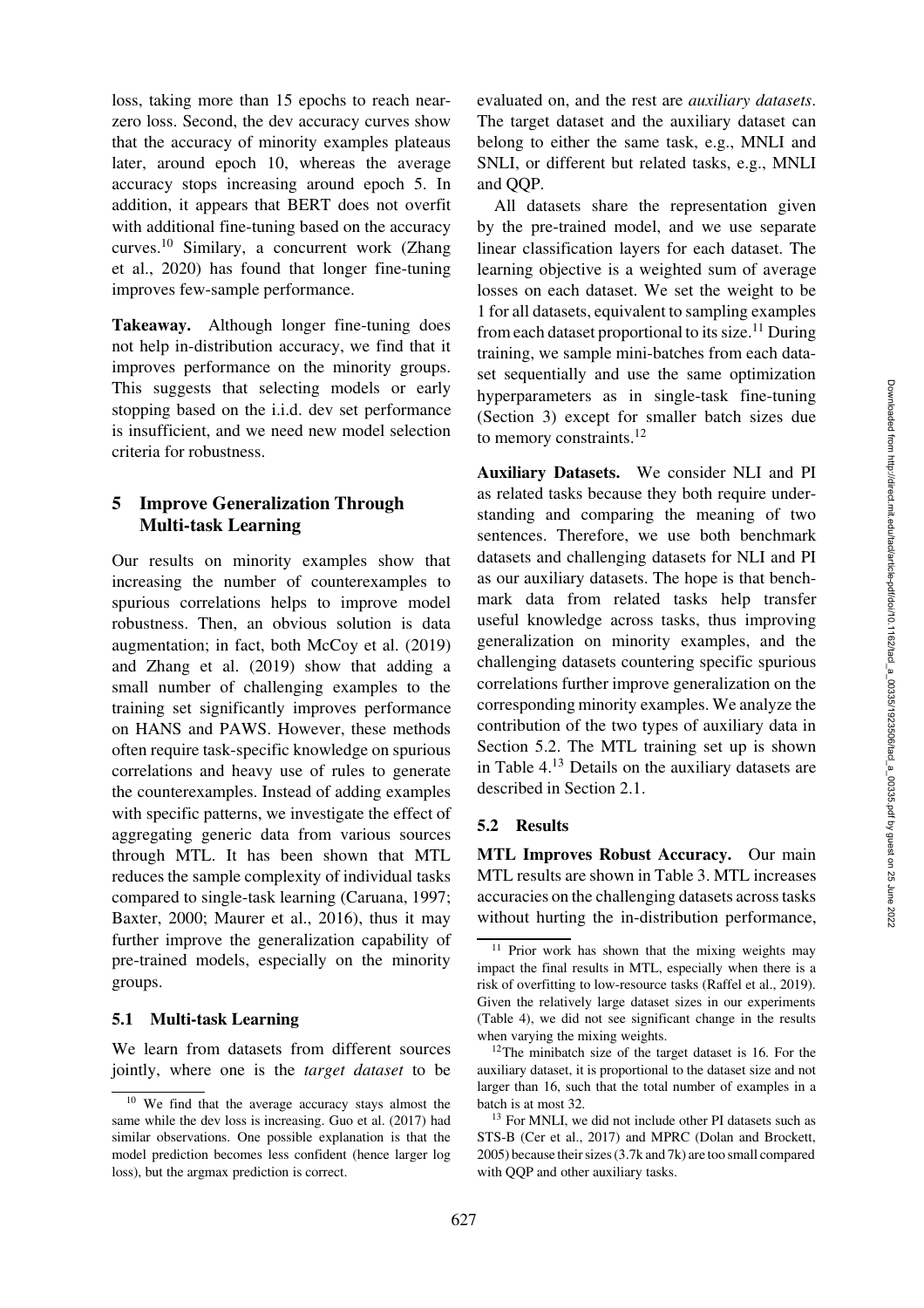loss, taking more than 15 epochs to reach near-zero loss. Second, the dev accuracy curves show that the accuracy of minority examples plateaus later, around epoch 10, whereas the average accuracy stops increasing around epoch 5. In addition, it appears that BERT does not overfit with additional fine-tuning based on the accuracy curves.[10] Similary, a concurrent work (Zhang et al., 2020) has found that longer fine-tuning improves few-sample performance.

**Takeaway.** Although longer fine-tuning does not help in-distribution accuracy, we find that it improves performance on the minority groups. This suggests that selecting models or early stopping based on the i.i.d. dev set performance is insufficient, and we need new model selection criteria for robustness.

## 5 Improve Generalization Through Multi-task Learning

Our results on minority examples show that increasing the number of counterexamples to spurious correlations helps to improve model robustness. Then, an obvious solution is data augmentation; in fact, both McCoy et al. (2019) and Zhang et al. (2019) show that adding a small number of challenging examples to the training set significantly improves performance on HANS and PAWS. However, these methods often require task-specific knowledge on spurious correlations and heavy use of rules to generate the counterexamples. Instead of adding examples with specific patterns, we investigate the effect of aggregating generic data from various sources through MTL. It has been shown that MTL reduces the sample complexity of individual tasks compared to single-task learning (Caruana, 1997; Baxter, 2000; Maurer et al., 2016), thus it may further improve the generalization capability of pre-trained models, especially on the minority groups.

### 5.1 Multi-task Learning

We learn from datasets from different sources jointly, where one is the *target dataset* to be evaluated on, and the rest are *auxiliary datasets*. The target dataset and the auxiliary dataset can belong to either the same task, e.g., MNLI and SNLI, or different but related tasks, e.g., MNLI and QQP.

All datasets share the representation given by the pre-trained model, and we use separate linear classification layers for each dataset. The learning objective is a weighted sum of average losses on each dataset. We set the weight to be 1 for all datasets, equivalent to sampling examples from each dataset proportional to its size.[11] During training, we sample mini-batches from each dataset sequentially and use the same optimization hyperparameters as in single-task fine-tuning (Section 3) except for smaller batch sizes due to memory constraints.[12]

**Auxiliary Datasets.** We consider NLI and PI as related tasks because they both require understanding and comparing the meaning of two sentences. Therefore, we use both benchmark datasets and challenging datasets for NLI and PI as our auxiliary datasets. The hope is that benchmark data from related tasks help transfer useful knowledge across tasks, thus improving generalization on minority examples, and the challenging datasets countering specific spurious correlations further improve generalization on the corresponding minority examples. We analyze the contribution of the two types of auxiliary data in Section 5.2. The MTL training set up is shown in Table 4.[13] Details on the auxiliary datasets are described in Section 2.1.

### 5.2 Results

**MTL Improves Robust Accuracy.** Our main MTL results are shown in Table 3. MTL increases accuracies on the challenging datasets across tasks without hurting the in-distribution performance,

---

[10] We find that the average accuracy stays almost the same while the dev loss is increasing. Guo et al. (2017) had similar observations. One possible explanation is that the model prediction becomes less confident (hence larger log loss), but the argmax prediction is correct.

[11] Prior work has shown that the mixing weights may impact the final results in MTL, especially when there is a risk of overfitting to low-resource tasks (Raffel et al., 2019). Given the relatively large dataset sizes in our experiments (Table 4), we did not see significant change in the results when varying the mixing weights.

[12] The minibatch size of the target dataset is 16. For the auxiliary dataset, it is proportional to the dataset size and not larger than 16, such that the total number of examples in a batch is at most 32.

[13] For MNLI, we did not include other PI datasets such as STS-B (Cer et al., 2017) and MPRC (Dolan and Brockett, 2005) because their sizes (3.7k and 7k) are too small compared with QQP and other auxiliary tasks.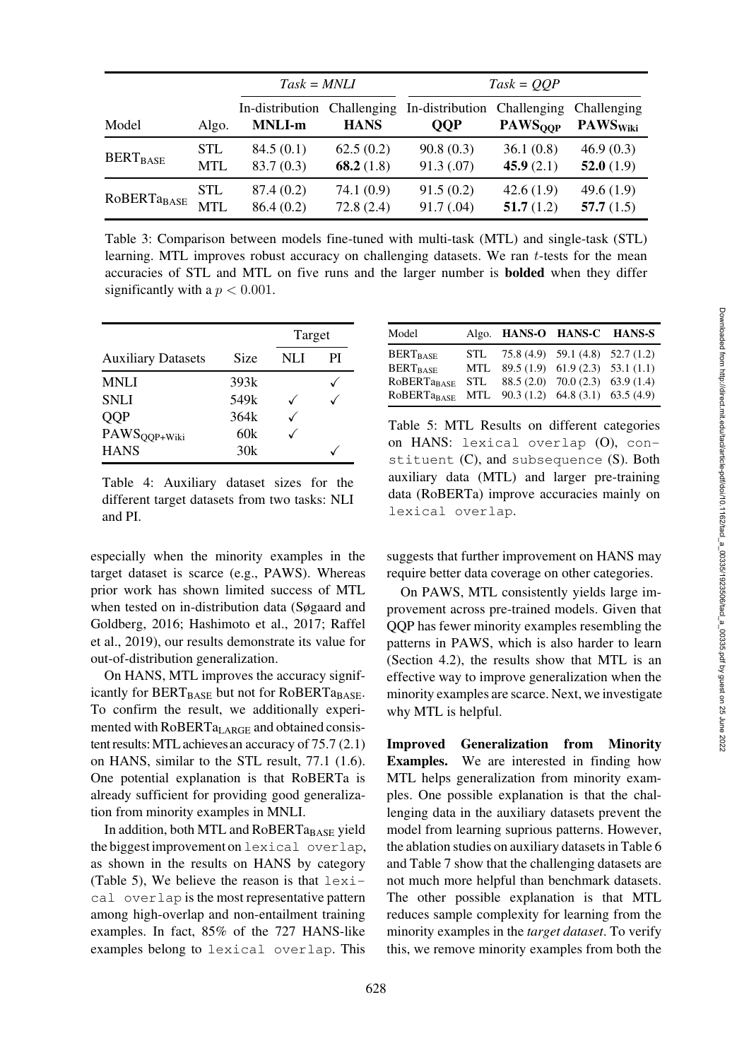| Model | Algo. | *Task = MNLI* | | *Task = QQP* | | |
|---|---|---|---|---|---|---|
| | | In-distribution **MNLI-m** | Challenging **HANS** | In-distribution **QQP** | Challenging $\textbf{PAWS}_{\textbf{QQP}}$ | Challenging $\textbf{PAWS}_{\textbf{Wiki}}$ |
| $\text{BERT}_{\text{BASE}}$ | STL | 84.5 (0.1) | 62.5 (0.2) | 90.8 (0.3) | 36.1 (0.8) | 46.9 (0.3) |
| | MTL | 83.7 (0.3) | **68.2** (1.8) | 91.3 (.07) | **45.9** (2.1) | **52.0** (1.9) |
| $\text{RoBERTa}_{\text{BASE}}$ | STL | 87.4 (0.2) | 74.1 (0.9) | 91.5 (0.2) | 42.6 (1.9) | 49.6 (1.9) |
| | MTL | 86.4 (0.2) | 72.8 (2.4) | 91.7 (.04) | **51.7** (1.2) | **57.7** (1.5) |

Table 3: Comparison between models fine-tuned with multi-task (MTL) and single-task (STL) learning. MTL improves robust accuracy on challenging datasets. We ran $t$-tests for the mean accuracies of STL and MTL on five runs and the larger number is **bolded** when they differ significantly with a $p < 0.001$.

| Auxiliary Datasets | Size | Target NLI | Target PI |
|---|---|---|---|
| MNLI | 393k | | ✓ |
| SNLI | 549k | ✓ | ✓ |
| QQP | 364k | ✓ | |
| $\text{PAWS}_{\text{QQP+Wiki}}$ | 60k | ✓ | |
| HANS | 30k | | ✓ |

Table 4: Auxiliary dataset sizes for the different target datasets from two tasks: NLI and PI.

| Model | Algo. | HANS-O | HANS-C | HANS-S |
|---|---|---|---|---|
| $\text{BERT}_{\text{BASE}}$ | STL | 75.8 (4.9) | 59.1 (4.8) | 52.7 (1.2) |
| $\text{BERT}_{\text{BASE}}$ | MTL | 89.5 (1.9) | 61.9 (2.3) | 53.1 (1.1) |
| $\text{RoBERTa}_{\text{BASE}}$ | STL | 88.5 (2.0) | 70.0 (2.3) | 63.9 (1.4) |
| $\text{RoBERTa}_{\text{BASE}}$ | MTL | 90.3 (1.2) | 64.8 (3.1) | 63.5 (4.9) |

Table 5: MTL Results on different categories on HANS: `lexical overlap` (O), `constituent` (C), and `subsequence` (S). Both auxiliary data (MTL) and larger pre-training data (RoBERTa) improve accuracies mainly on `lexical overlap`.

especially when the minority examples in the target dataset is scarce (e.g., PAWS). Whereas prior work has shown limited success of MTL when tested on in-distribution data (Søgaard and Goldberg, 2016; Hashimoto et al., 2017; Raffel et al., 2019), our results demonstrate its value for out-of-distribution generalization.

On HANS, MTL improves the accuracy significantly for $\text{BERT}_{\text{BASE}}$ but not for $\text{RoBERTa}_{\text{BASE}}$. To confirm the result, we additionally experimented with $\text{RoBERTa}_{\text{LARGE}}$ and obtained consistent results: MTL achieves an accuracy of 75.7 (2.1) on HANS, similar to the STL result, 77.1 (1.6). One potential explanation is that RoBERTa is already sufficient for providing good generalization from minority examples in MNLI.

In addition, both MTL and $\text{RoBERTa}_{\text{BASE}}$ yield the biggest improvement on `lexical overlap`, as shown in the results on HANS by category (Table 5), We believe the reason is that `lexical overlap` is the most representative pattern among high-overlap and non-entailment training examples. In fact, 85% of the 727 HANS-like examples belong to `lexical overlap`. This suggests that further improvement on HANS may require better data coverage on other categories.

On PAWS, MTL consistently yields large improvement across pre-trained models. Given that QQP has fewer minority examples resembling the patterns in PAWS, which is also harder to learn (Section 4.2), the results show that MTL is an effective way to improve generalization when the minority examples are scarce. Next, we investigate why MTL is helpful.

**Improved Generalization from Minority Examples.** We are interested in finding how MTL helps generalization from minority examples. One possible explanation is that the challenging data in the auxiliary datasets prevent the model from learning suprious patterns. However, the ablation studies on auxiliary datasets in Table 6 and Table 7 show that the challenging datasets are not much more helpful than benchmark datasets. The other possible explanation is that MTL reduces sample complexity for learning from the minority examples in the *target dataset*. To verify this, we remove minority examples from both the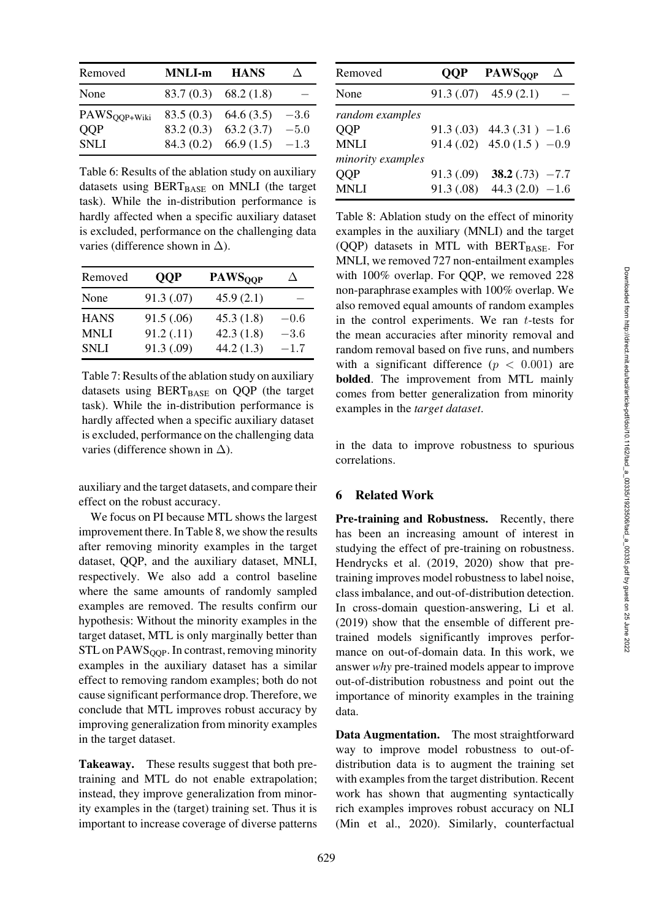| Removed | MNLI-m | HANS | Δ |
|---|---|---|---|
| None | 83.7 (0.3) | 68.2 (1.8) | – |
| $\text{PAWS}_{\text{QQP+Wiki}}$ | 83.5 (0.3) | 64.6 (3.5) | −3.6 |
| QQP | 83.2 (0.3) | 63.2 (3.7) | −5.0 |
| SNLI | 84.3 (0.2) | 66.9 (1.5) | −1.3 |

Table 6: Results of the ablation study on auxiliary datasets using $\text{BERT}_{\text{BASE}}$ on MNLI (the target task). While the in-distribution performance is hardly affected when a specific auxiliary dataset is excluded, performance on the challenging data varies (difference shown in Δ).

| Removed | QQP | $\text{PAWS}_{\text{QQP}}$ | Δ |
|---|---|---|---|
| None | 91.3 (.07) | 45.9 (2.1) | – |
| HANS | 91.5 (.06) | 45.3 (1.8) | −0.6 |
| MNLI | 91.2 (.11) | 42.3 (1.8) | −3.6 |
| SNLI | 91.3 (.09) | 44.2 (1.3) | −1.7 |

Table 7: Results of the ablation study on auxiliary datasets using $\text{BERT}_{\text{BASE}}$ on QQP (the target task). While the in-distribution performance is hardly affected when a specific auxiliary dataset is excluded, performance on the challenging data varies (difference shown in Δ).

auxiliary and the target datasets, and compare their effect on the robust accuracy.

We focus on PI because MTL shows the largest improvement there. In Table 8, we show the results after removing minority examples in the target dataset, QQP, and the auxiliary dataset, MNLI, respectively. We also add a control baseline where the same amounts of randomly sampled examples are removed. The results confirm our hypothesis: Without the minority examples in the target dataset, MTL is only marginally better than STL on $\text{PAWS}_{\text{QQP}}$. In contrast, removing minority examples in the auxiliary dataset has a similar effect to removing random examples; both do not cause significant performance drop. Therefore, we conclude that MTL improves robust accuracy by improving generalization from minority examples in the target dataset.

**Takeaway.** These results suggest that both pre-training and MTL do not enable extrapolation; instead, they improve generalization from minority examples in the (target) training set. Thus it is important to increase coverage of diverse patterns in the data to improve robustness to spurious correlations.

| Removed | QQP | $\text{PAWS}_{\text{QQP}}$ | Δ |
|---|---|---|---|
| None | 91.3 (.07) | 45.9 (2.1) | – |
| *random examples* | | | |
| QQP | 91.3 (.03) | 44.3 (.31) | −1.6 |
| MNLI | 91.4 (.02) | 45.0 (1.5) | −0.9 |
| *minority examples* | | | |
| QQP | 91.3 (.09) | **38.2** (.73) | −7.7 |
| MNLI | 91.3 (.08) | 44.3 (2.0) | −1.6 |

Table 8: Ablation study on the effect of minority examples in the auxiliary (MNLI) and the target (QQP) datasets in MTL with $\text{BERT}_{\text{BASE}}$. For MNLI, we removed 727 non-entailment examples with 100% overlap. For QQP, we removed 228 non-paraphrase examples with 100% overlap. We also removed equal amounts of random examples in the control experiments. We ran $t$-tests for the mean accuracies after minority removal and random removal based on five runs, and numbers with a significant difference ($p < 0.001$) are **bolded**. The improvement from MTL mainly comes from better generalization from minority examples in the *target dataset*.

## 6 Related Work

**Pre-training and Robustness.** Recently, there has been an increasing amount of interest in studying the effect of pre-training on robustness. Hendrycks et al. (2019, 2020) show that pre-training improves model robustness to label noise, class imbalance, and out-of-distribution detection. In cross-domain question-answering, Li et al. (2019) show that the ensemble of different pre-trained models significantly improves performance on out-of-domain data. In this work, we answer *why* pre-trained models appear to improve out-of-distribution robustness and point out the importance of minority examples in the training data.

**Data Augmentation.** The most straightforward way to improve model robustness to out-of-distribution data is to augment the training set with examples from the target distribution. Recent work has shown that augmenting syntactically rich examples improves robust accuracy on NLI (Min et al., 2020). Similarly, counterfactual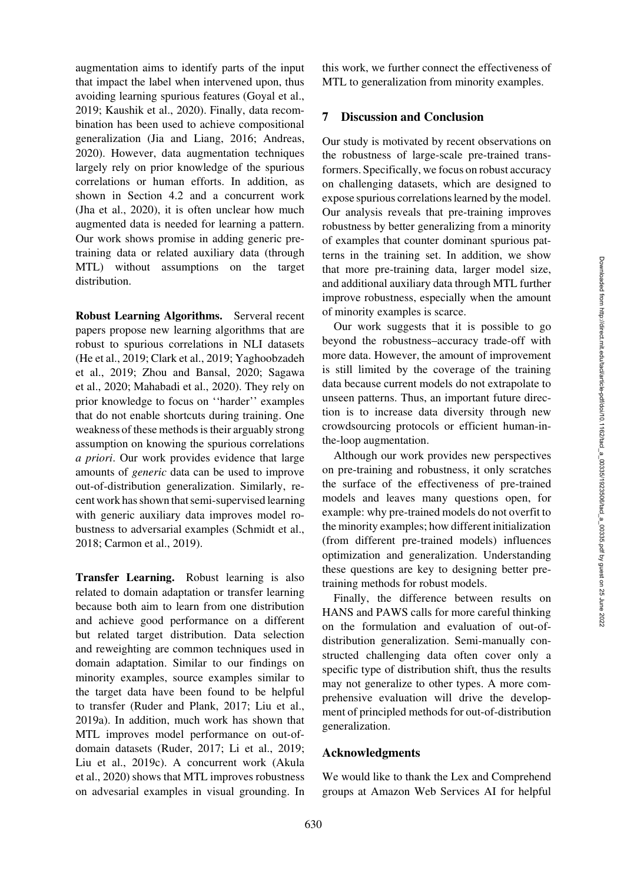augmentation aims to identify parts of the input that impact the label when intervened upon, thus avoiding learning spurious features (Goyal et al., 2019; Kaushik et al., 2020). Finally, data recombination has been used to achieve compositional generalization (Jia and Liang, 2016; Andreas, 2020). However, data augmentation techniques largely rely on prior knowledge of the spurious correlations or human efforts. In addition, as shown in Section 4.2 and a concurrent work (Jha et al., 2020), it is often unclear how much augmented data is needed for learning a pattern. Our work shows promise in adding generic pre-training data or related auxiliary data (through MTL) without assumptions on the target distribution.

**Robust Learning Algorithms.** Serveral recent papers propose new learning algorithms that are robust to spurious correlations in NLI datasets (He et al., 2019; Clark et al., 2019; Yaghoobzadeh et al., 2019; Zhou and Bansal, 2020; Sagawa et al., 2020; Mahabadi et al., 2020). They rely on prior knowledge to focus on ''harder'' examples that do not enable shortcuts during training. One weakness of these methods is their arguably strong assumption on knowing the spurious correlations *a priori*. Our work provides evidence that large amounts of *generic* data can be used to improve out-of-distribution generalization. Similarly, recent work has shown that semi-supervised learning with generic auxiliary data improves model robustness to adversarial examples (Schmidt et al., 2018; Carmon et al., 2019).

**Transfer Learning.** Robust learning is also related to domain adaptation or transfer learning because both aim to learn from one distribution and achieve good performance on a different but related target distribution. Data selection and reweighting are common techniques used in domain adaptation. Similar to our findings on minority examples, source examples similar to the target data have been found to be helpful to transfer (Ruder and Plank, 2017; Liu et al., 2019a). In addition, much work has shown that MTL improves model performance on out-of-domain datasets (Ruder, 2017; Li et al., 2019; Liu et al., 2019c). A concurrent work (Akula et al., 2020) shows that MTL improves robustness on advesarial examples in visual grounding. In this work, we further connect the effectiveness of MTL to generalization from minority examples.

## 7 Discussion and Conclusion

Our study is motivated by recent observations on the robustness of large-scale pre-trained transformers. Specifically, we focus on robust accuracy on challenging datasets, which are designed to expose spurious correlations learned by the model. Our analysis reveals that pre-training improves robustness by better generalizing from a minority of examples that counter dominant spurious patterns in the training set. In addition, we show that more pre-training data, larger model size, and additional auxiliary data through MTL further improve robustness, especially when the amount of minority examples is scarce.

Our work suggests that it is possible to go beyond the robustness–accuracy trade-off with more data. However, the amount of improvement is still limited by the coverage of the training data because current models do not extrapolate to unseen patterns. Thus, an important future direction is to increase data diversity through new crowdsourcing protocols or efficient human-in-the-loop augmentation.

Although our work provides new perspectives on pre-training and robustness, it only scratches the surface of the effectiveness of pre-trained models and leaves many questions open, for example: why pre-trained models do not overfit to the minority examples; how different initialization (from different pre-trained models) influences optimization and generalization. Understanding these questions are key to designing better pre-training methods for robust models.

Finally, the difference between results on HANS and PAWS calls for more careful thinking on the formulation and evaluation of out-of-distribution generalization. Semi-manually constructed challenging data often cover only a specific type of distribution shift, thus the results may not generalize to other types. A more comprehensive evaluation will drive the development of principled methods for out-of-distribution generalization.

## Acknowledgments

We would like to thank the Lex and Comprehend groups at Amazon Web Services AI for helpful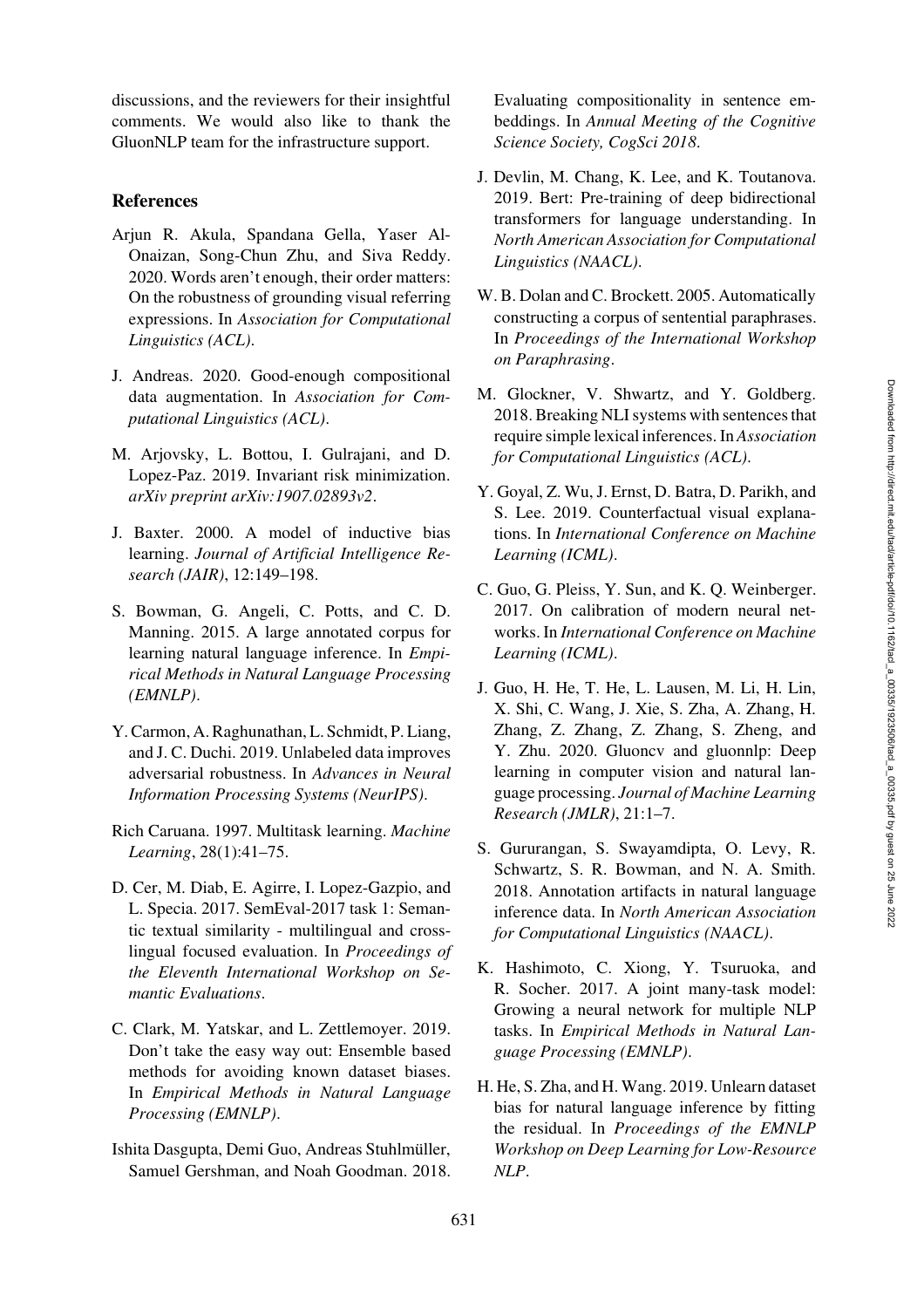discussions, and the reviewers for their insightful comments. We would also like to thank the GluonNLP team for the infrastructure support.

## References

Arjun R. Akula, Spandana Gella, Yaser Al-Onaizan, Song-Chun Zhu, and Siva Reddy. 2020. Words aren't enough, their order matters: On the robustness of grounding visual referring expressions. In *Association for Computational Linguistics (ACL)*.

J. Andreas. 2020. Good-enough compositional data augmentation. In *Association for Computational Linguistics (ACL)*.

M. Arjovsky, L. Bottou, I. Gulrajani, and D. Lopez-Paz. 2019. Invariant risk minimization. *arXiv preprint arXiv:1907.02893v2*.

J. Baxter. 2000. A model of inductive bias learning. *Journal of Artificial Intelligence Research (JAIR)*, 12:149–198.

S. Bowman, G. Angeli, C. Potts, and C. D. Manning. 2015. A large annotated corpus for learning natural language inference. In *Empirical Methods in Natural Language Processing (EMNLP)*.

Y. Carmon, A. Raghunathan, L. Schmidt, P. Liang, and J. C. Duchi. 2019. Unlabeled data improves adversarial robustness. In *Advances in Neural Information Processing Systems (NeurIPS)*.

Rich Caruana. 1997. Multitask learning. *Machine Learning*, 28(1):41–75.

D. Cer, M. Diab, E. Agirre, I. Lopez-Gazpio, and L. Specia. 2017. SemEval-2017 task 1: Semantic textual similarity - multilingual and crosslingual focused evaluation. In *Proceedings of the Eleventh International Workshop on Semantic Evaluations*.

C. Clark, M. Yatskar, and L. Zettlemoyer. 2019. Don't take the easy way out: Ensemble based methods for avoiding known dataset biases. In *Empirical Methods in Natural Language Processing (EMNLP)*.

Ishita Dasgupta, Demi Guo, Andreas Stuhlmüller, Samuel Gershman, and Noah Goodman. 2018. Evaluating compositionality in sentence embeddings. In *Annual Meeting of the Cognitive Science Society, CogSci 2018*.

J. Devlin, M. Chang, K. Lee, and K. Toutanova. 2019. Bert: Pre-training of deep bidirectional transformers for language understanding. In *North American Association for Computational Linguistics (NAACL)*.

W. B. Dolan and C. Brockett. 2005. Automatically constructing a corpus of sentential paraphrases. In *Proceedings of the International Workshop on Paraphrasing*.

M. Glockner, V. Shwartz, and Y. Goldberg. 2018. Breaking NLI systems with sentences that require simple lexical inferences. In *Association for Computational Linguistics (ACL)*.

Y. Goyal, Z. Wu, J. Ernst, D. Batra, D. Parikh, and S. Lee. 2019. Counterfactual visual explanations. In *International Conference on Machine Learning (ICML)*.

C. Guo, G. Pleiss, Y. Sun, and K. Q. Weinberger. 2017. On calibration of modern neural networks. In *International Conference on Machine Learning (ICML)*.

J. Guo, H. He, T. He, L. Lausen, M. Li, H. Lin, X. Shi, C. Wang, J. Xie, S. Zha, A. Zhang, H. Zhang, Z. Zhang, Z. Zhang, S. Zheng, and Y. Zhu. 2020. Gluoncv and gluonnlp: Deep learning in computer vision and natural language processing. *Journal of Machine Learning Research (JMLR)*, 21:1–7.

S. Gururangan, S. Swayamdipta, O. Levy, R. Schwartz, S. R. Bowman, and N. A. Smith. 2018. Annotation artifacts in natural language inference data. In *North American Association for Computational Linguistics (NAACL)*.

K. Hashimoto, C. Xiong, Y. Tsuruoka, and R. Socher. 2017. A joint many-task model: Growing a neural network for multiple NLP tasks. In *Empirical Methods in Natural Language Processing (EMNLP)*.

H. He, S. Zha, and H. Wang. 2019. Unlearn dataset bias for natural language inference by fitting the residual. In *Proceedings of the EMNLP Workshop on Deep Learning for Low-Resource NLP*.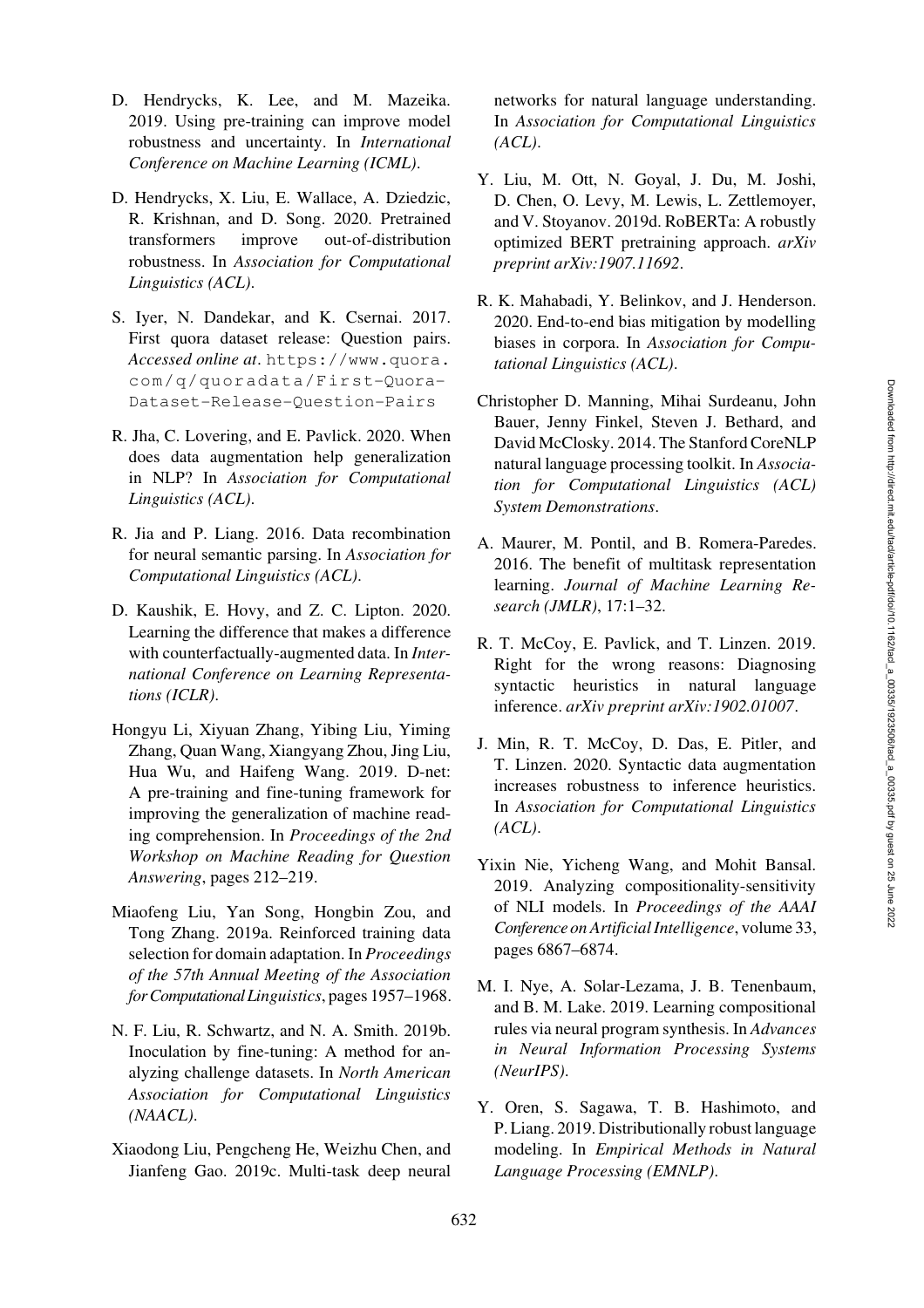D. Hendrycks, K. Lee, and M. Mazeika. 2019. Using pre-training can improve model robustness and uncertainty. In *International Conference on Machine Learning (ICML)*.

D. Hendrycks, X. Liu, E. Wallace, A. Dziedzic, R. Krishnan, and D. Song. 2020. Pretrained transformers improve out-of-distribution robustness. In *Association for Computational Linguistics (ACL)*.

S. Iyer, N. Dandekar, and K. Csernai. 2017. First quora dataset release: Question pairs. *Accessed online at*. https://www.quora.com/q/quoradata/First-Quora-Dataset-Release-Question-Pairs

R. Jha, C. Lovering, and E. Pavlick. 2020. When does data augmentation help generalization in NLP? In *Association for Computational Linguistics (ACL)*.

R. Jia and P. Liang. 2016. Data recombination for neural semantic parsing. In *Association for Computational Linguistics (ACL)*.

D. Kaushik, E. Hovy, and Z. C. Lipton. 2020. Learning the difference that makes a difference with counterfactually-augmented data. In *International Conference on Learning Representations (ICLR)*.

Hongyu Li, Xiyuan Zhang, Yibing Liu, Yiming Zhang, Quan Wang, Xiangyang Zhou, Jing Liu, Hua Wu, and Haifeng Wang. 2019. D-net: A pre-training and fine-tuning framework for improving the generalization of machine reading comprehension. In *Proceedings of the 2nd Workshop on Machine Reading for Question Answering*, pages 212–219.

Miaofeng Liu, Yan Song, Hongbin Zou, and Tong Zhang. 2019a. Reinforced training data selection for domain adaptation. In *Proceedings of the 57th Annual Meeting of the Association for Computational Linguistics*, pages 1957–1968.

N. F. Liu, R. Schwartz, and N. A. Smith. 2019b. Inoculation by fine-tuning: A method for analyzing challenge datasets. In *North American Association for Computational Linguistics (NAACL)*.

Xiaodong Liu, Pengcheng He, Weizhu Chen, and Jianfeng Gao. 2019c. Multi-task deep neural networks for natural language understanding. In *Association for Computational Linguistics (ACL)*.

Y. Liu, M. Ott, N. Goyal, J. Du, M. Joshi, D. Chen, O. Levy, M. Lewis, L. Zettlemoyer, and V. Stoyanov. 2019d. RoBERTa: A robustly optimized BERT pretraining approach. *arXiv preprint arXiv:1907.11692*.

R. K. Mahabadi, Y. Belinkov, and J. Henderson. 2020. End-to-end bias mitigation by modelling biases in corpora. In *Association for Computational Linguistics (ACL)*.

Christopher D. Manning, Mihai Surdeanu, John Bauer, Jenny Finkel, Steven J. Bethard, and David McClosky. 2014. The Stanford CoreNLP natural language processing toolkit. In *Association for Computational Linguistics (ACL) System Demonstrations*.

A. Maurer, M. Pontil, and B. Romera-Paredes. 2016. The benefit of multitask representation learning. *Journal of Machine Learning Research (JMLR)*, 17:1–32.

R. T. McCoy, E. Pavlick, and T. Linzen. 2019. Right for the wrong reasons: Diagnosing syntactic heuristics in natural language inference. *arXiv preprint arXiv:1902.01007*.

J. Min, R. T. McCoy, D. Das, E. Pitler, and T. Linzen. 2020. Syntactic data augmentation increases robustness to inference heuristics. In *Association for Computational Linguistics (ACL)*.

Yixin Nie, Yicheng Wang, and Mohit Bansal. 2019. Analyzing compositionality-sensitivity of NLI models. In *Proceedings of the AAAI Conference on Artificial Intelligence*, volume 33, pages 6867–6874.

M. I. Nye, A. Solar-Lezama, J. B. Tenenbaum, and B. M. Lake. 2019. Learning compositional rules via neural program synthesis. In *Advances in Neural Information Processing Systems (NeurIPS)*.

Y. Oren, S. Sagawa, T. B. Hashimoto, and P. Liang. 2019. Distributionally robust language modeling. In *Empirical Methods in Natural Language Processing (EMNLP)*.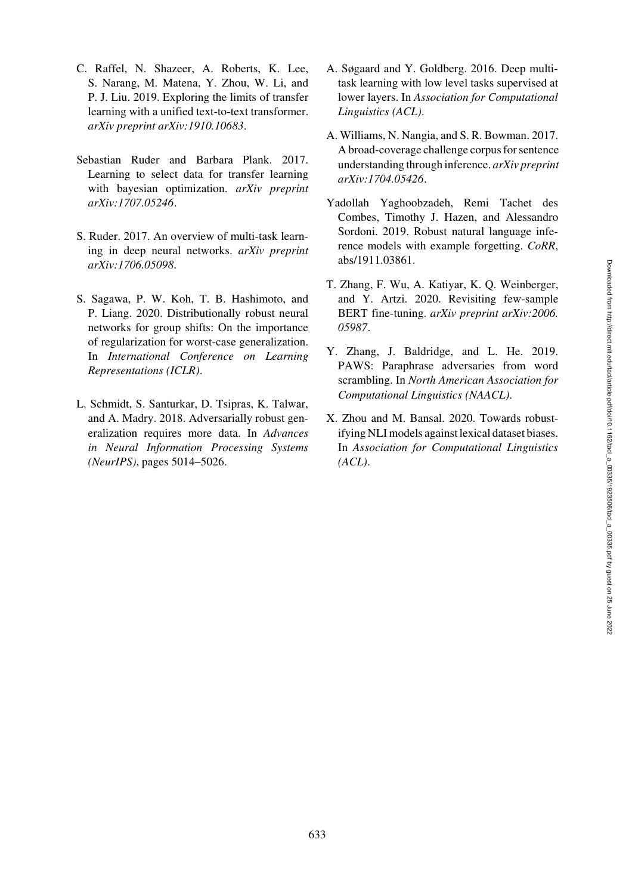C. Raffel, N. Shazeer, A. Roberts, K. Lee, S. Narang, M. Matena, Y. Zhou, W. Li, and P. J. Liu. 2019. Exploring the limits of transfer learning with a unified text-to-text transformer. *arXiv preprint arXiv:1910.10683*.

Sebastian Ruder and Barbara Plank. 2017. Learning to select data for transfer learning with bayesian optimization. *arXiv preprint arXiv:1707.05246*.

S. Ruder. 2017. An overview of multi-task learning in deep neural networks. *arXiv preprint arXiv:1706.05098*.

S. Sagawa, P. W. Koh, T. B. Hashimoto, and P. Liang. 2020. Distributionally robust neural networks for group shifts: On the importance of regularization for worst-case generalization. In *International Conference on Learning Representations (ICLR)*.

L. Schmidt, S. Santurkar, D. Tsipras, K. Talwar, and A. Madry. 2018. Adversarially robust generalization requires more data. In *Advances in Neural Information Processing Systems (NeurIPS)*, pages 5014–5026.

A. Søgaard and Y. Goldberg. 2016. Deep multi-task learning with low level tasks supervised at lower layers. In *Association for Computational Linguistics (ACL)*.

A. Williams, N. Nangia, and S. R. Bowman. 2017. A broad-coverage challenge corpus for sentence understanding through inference. *arXiv preprint arXiv:1704.05426*.

Yadollah Yaghoobzadeh, Remi Tachet des Combes, Timothy J. Hazen, and Alessandro Sordoni. 2019. Robust natural language inference models with example forgetting. *CoRR*, abs/1911.03861.

T. Zhang, F. Wu, A. Katiyar, K. Q. Weinberger, and Y. Artzi. 2020. Revisiting few-sample BERT fine-tuning. *arXiv preprint arXiv:2006.05987*.

Y. Zhang, J. Baldridge, and L. He. 2019. PAWS: Paraphrase adversaries from word scrambling. In *North American Association for Computational Linguistics (NAACL)*.

X. Zhou and M. Bansal. 2020. Towards robustifying NLI models against lexical dataset biases. In *Association for Computational Linguistics (ACL)*.